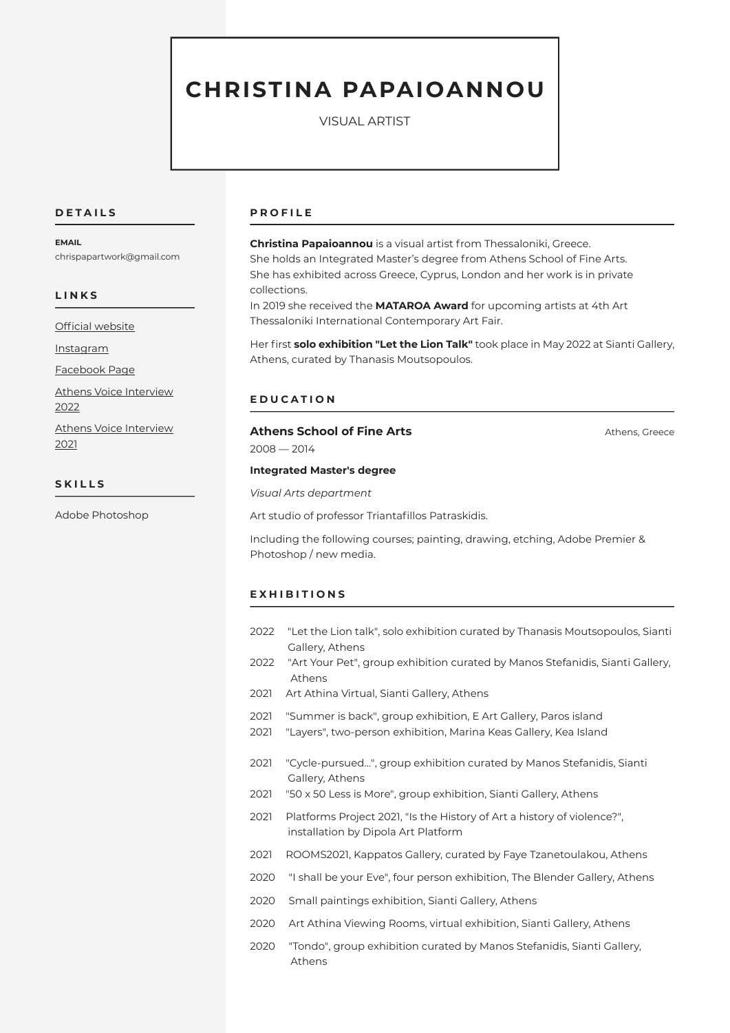# CHRISTINA PAPAIOANNOU

VISUAL ARTIST

## DETAILS

**EMAIL**

chrispapartwork@gmail.com

## LINKS

Official website

Instagram

Facebook Page

Athens Voice Interview 2022

Athens Voice Interview 2021

## SKILLS

Adobe Photoshop

## PROFILE

**Christina Papaioannou** is a visual artist from Thessaloniki, Greece.
She holds an Integrated Master's degree from Athens School of Fine Arts.
She has exhibited across Greece, Cyprus, London and her work is in private collections.
In 2019 she received the **MATAROA Award** for upcoming artists at 4th Art Thessaloniki International Contemporary Art Fair.

Her first **solo exhibition "Let the Lion Talk"** took place in May 2022 at Sianti Gallery, Athens, curated by Thanasis Moutsopoulos.

## EDUCATION

### Athens School of Fine Arts

Athens, Greece

2008 — 2014

**Integrated Master's degree**

*Visual Arts department*

Art studio of professor Triantafillos Patraskidis.

Including the following courses; painting, drawing, etching, Adobe Premier & Photoshop / new media.

## EXHIBITIONS

2022 "Let the Lion talk", solo exhibition curated by Thanasis Moutsopoulos, Sianti Gallery, Athens

2022 "Art Your Pet", group exhibition curated by Manos Stefanidis, Sianti Gallery, Athens

2021 Art Athina Virtual, Sianti Gallery, Athens

2021 "Summer is back", group exhibition, E Art Gallery, Paros island

2021 "Layers", two-person exhibition, Marina Keas Gallery, Kea Island

2021 "Cycle-pursued...", group exhibition curated by Manos Stefanidis, Sianti Gallery, Athens

2021 "50 x 50 Less is More", group exhibition, Sianti Gallery, Athens

2021 Platforms Project 2021, "Is the History of Art a history of violence?", installation by Dipola Art Platform

2021 ROOMS2021, Kappatos Gallery, curated by Faye Tzanetoulakou, Athens

2020 "I shall be your Eve", four person exhibition, The Blender Gallery, Athens

2020 Small paintings exhibition, Sianti Gallery, Athens

2020 Art Athina Viewing Rooms, virtual exhibition, Sianti Gallery, Athens

2020 "Tondo", group exhibition curated by Manos Stefanidis, Sianti Gallery, Athens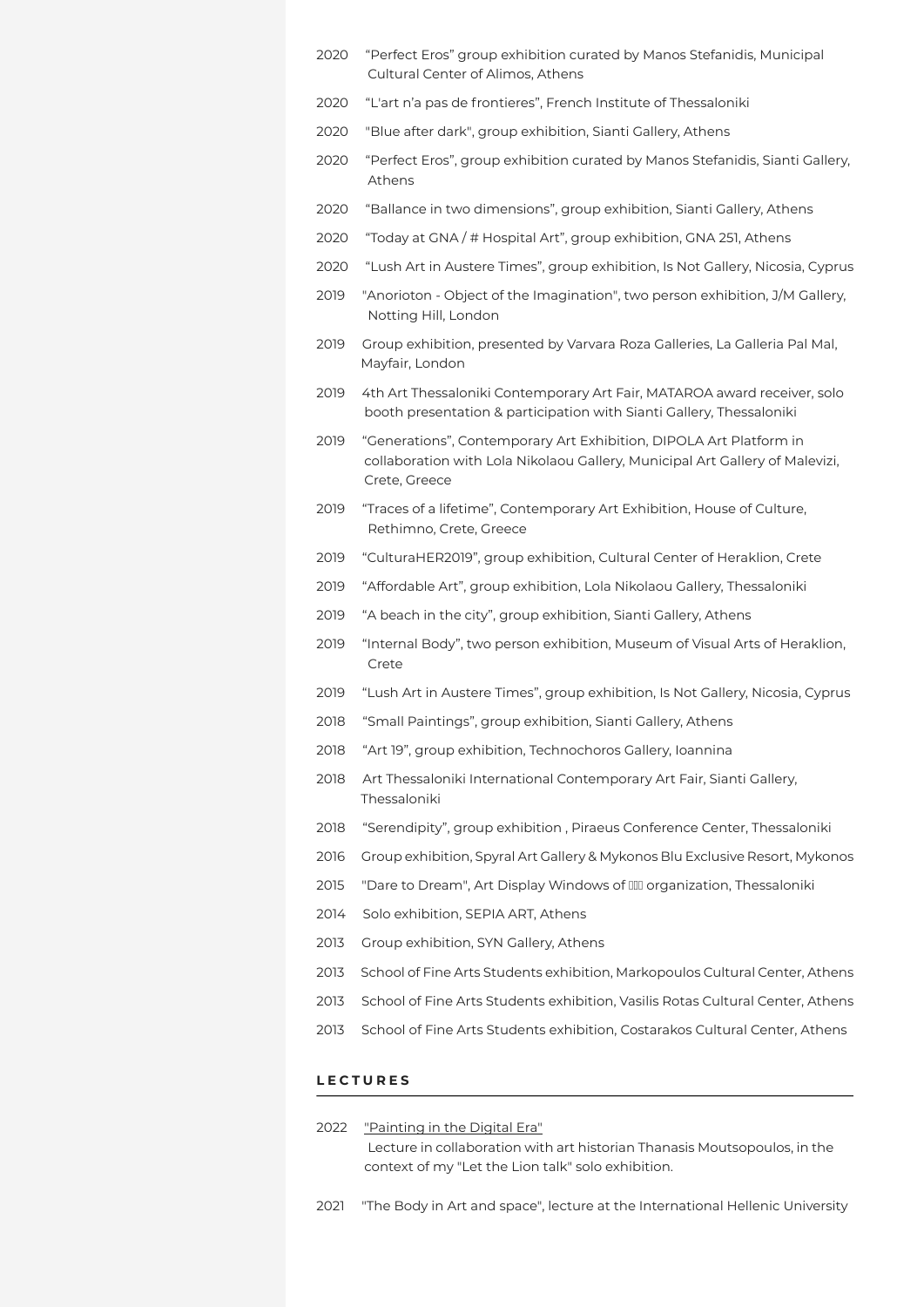2020 “Perfect Eros” group exhibition curated by Manos Stefanidis, Municipal Cultural Center of Alimos, Athens

2020 “L'art n’a pas de frontieres”, French Institute of Thessaloniki

2020 "Blue after dark", group exhibition, Sianti Gallery, Athens

2020 “Perfect Eros”, group exhibition curated by Manos Stefanidis, Sianti Gallery, Athens

2020 “Ballance in two dimensions”, group exhibition, Sianti Gallery, Athens

2020 “Today at GNA / # Hospital Art”, group exhibition, GNA 251, Athens

2020 “Lush Art in Austere Times”, group exhibition, Is Not Gallery, Nicosia, Cyprus

2019 "Anorioton - Object of the Imagination", two person exhibition, J/M Gallery, Notting Hill, London

2019 Group exhibition, presented by Varvara Roza Galleries, La Galleria Pal Mal, Mayfair, London

2019 4th Art Thessaloniki Contemporary Art Fair, MATAROA award receiver, solo booth presentation & participation with Sianti Gallery, Thessaloniki

2019 “Generations”, Contemporary Art Exhibition, DIPOLA Art Platform in collaboration with Lola Nikolaou Gallery, Municipal Art Gallery of Malevizi, Crete, Greece

2019 “Traces of a lifetime”, Contemporary Art Exhibition, House of Culture, Rethimno, Crete, Greece

2019 “CulturaHER2019”, group exhibition, Cultural Center of Heraklion, Crete

2019 “Affordable Art”, group exhibition, Lola Nikolaou Gallery, Thessaloniki

2019 “A beach in the city”, group exhibition, Sianti Gallery, Athens

2019 “Internal Body”, two person exhibition, Museum of Visual Arts of Heraklion, Crete

2019 “Lush Art in Austere Times”, group exhibition, Is Not Gallery, Nicosia, Cyprus

2018 “Small Paintings”, group exhibition, Sianti Gallery, Athens

2018 “Art 19”, group exhibition, Technochoros Gallery, Ioannina

2018 Art Thessaloniki International Contemporary Art Fair, Sianti Gallery, Thessaloniki

2018 “Serendipity”, group exhibition , Piraeus Conference Center, Thessaloniki

2016 Group exhibition, Spyral Art Gallery & Mykonos Blu Exclusive Resort, Mykonos

2015 "Dare to Dream", Art Display Windows of ΑΡΣΙΣ organization, Thessaloniki

2014 Solo exhibition, SEPIA ART, Athens

2013 Group exhibition, SYN Gallery, Athens

2013 School of Fine Arts Students exhibition, Markopoulos Cultural Center, Athens

2013 School of Fine Arts Students exhibition, Vasilis Rotas Cultural Center, Athens

2013 School of Fine Arts Students exhibition, Costarakos Cultural Center, Athens

## LECTURES

2022 "Painting in the Digital Era"
Lecture in collaboration with art historian Thanasis Moutsopoulos, in the context of my "Let the Lion talk" solo exhibition.

2021 "The Body in Art and space", lecture at the International Hellenic University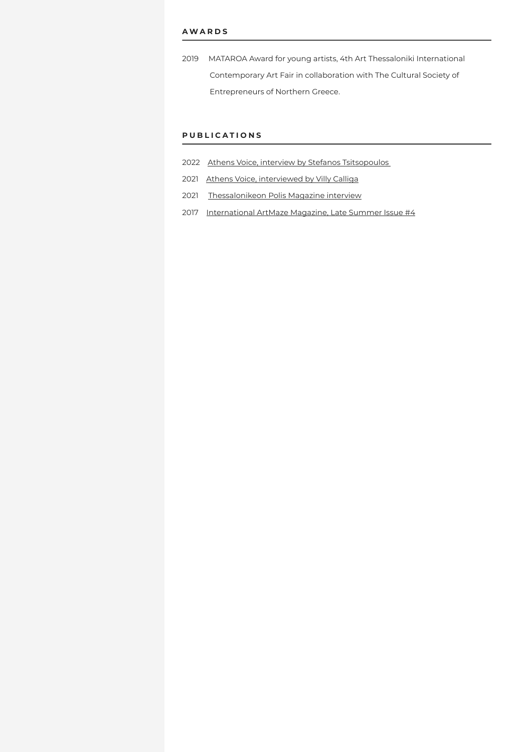## AWARDS

2019 MATAROA Award for young artists, 4th Art Thessaloniki International Contemporary Art Fair in collaboration with The Cultural Society of Entrepreneurs of Northern Greece.

## PUBLICATIONS

2022 Athens Voice, interview by Stefanos Tsitsopoulos

2021 Athens Voice, interviewed by Villy Calliga

2021 Thessalonikeon Polis Magazine interview

2017 International ArtMaze Magazine, Late Summer Issue #4